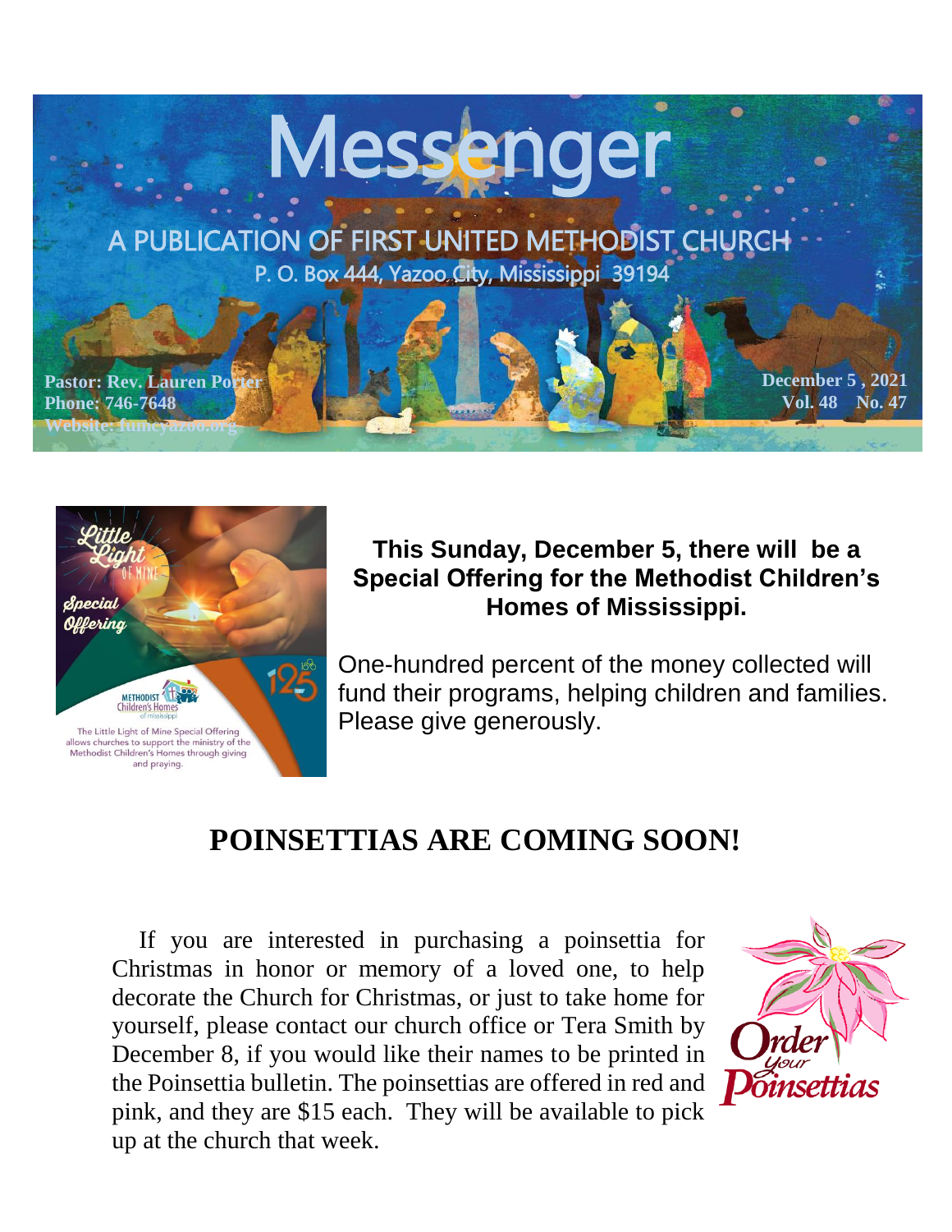# Messenger

## A PUBLICATION OF FIRST UNITED METHODIST CHURCH

P. O. Box 444, Yazoo City, Mississippi 39194

**Pastor: Rev. Lauren Porter**
**Phone: 746-7648**
**Website: fumcyazoo.org**

**December 5 , 2021**
**Vol. 48 No. 47**

Little Light of Mine Special Offering

Methodist Children's Homes of Mississippi

The Little Light of Mine Special Offering allows churches to support the ministry of the Methodist Children's Homes through giving and praying.

**This Sunday, December 5, there will be a Special Offering for the Methodist Children's Homes of Mississippi.**

One-hundred percent of the money collected will fund their programs, helping children and families. Please give generously.

## POINSETTIAS ARE COMING SOON!

If you are interested in purchasing a poinsettia for Christmas in honor or memory of a loved one, to help decorate the Church for Christmas, or just to take home for yourself, please contact our church office or Tera Smith by December 8, if you would like their names to be printed in the Poinsettia bulletin. The poinsettias are offered in red and pink, and they are $15 each. They will be available to pick up at the church that week.

Order your Poinsettias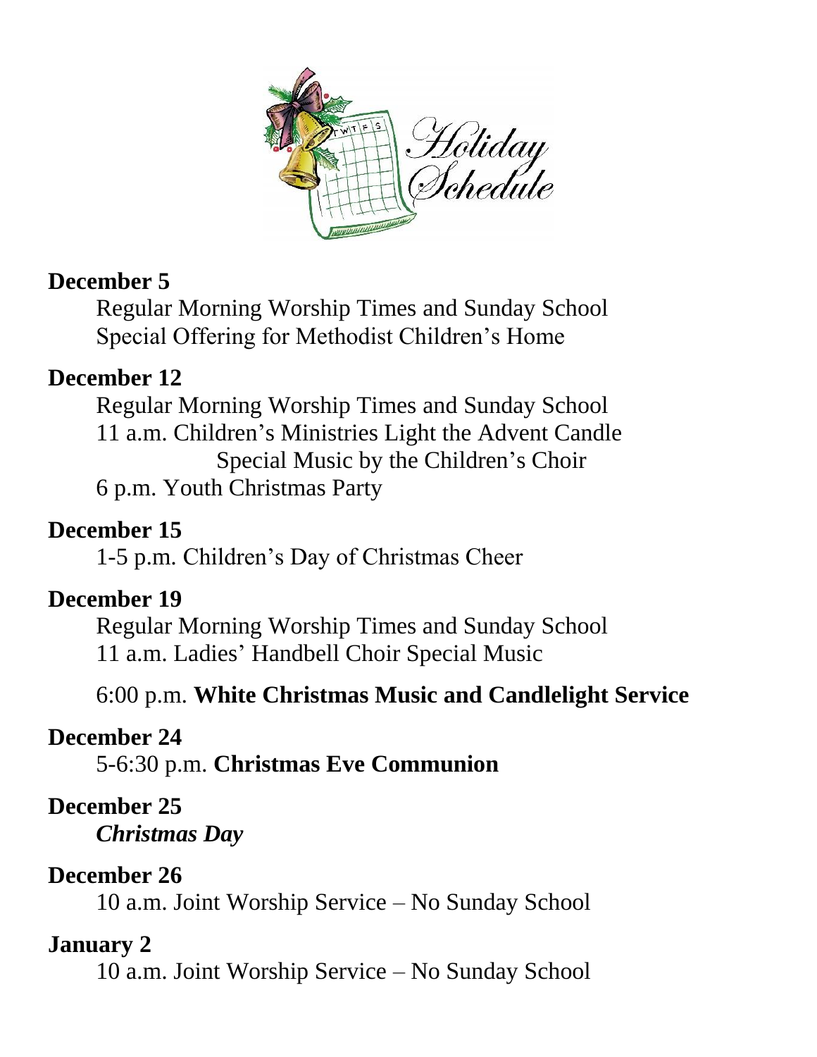# Holiday Schedule

**December 5**

Regular Morning Worship Times and Sunday School
Special Offering for Methodist Children's Home

**December 12**

Regular Morning Worship Times and Sunday School
11 a.m. Children's Ministries Light the Advent Candle
Special Music by the Children's Choir
6 p.m. Youth Christmas Party

**December 15**

1-5 p.m. Children's Day of Christmas Cheer

**December 19**

Regular Morning Worship Times and Sunday School
11 a.m. Ladies' Handbell Choir Special Music

6:00 p.m. **White Christmas Music and Candlelight Service**

**December 24**

5-6:30 p.m. **Christmas Eve Communion**

**December 25**

***Christmas Day***

**December 26**

10 a.m. Joint Worship Service – No Sunday School

**January 2**

10 a.m. Joint Worship Service – No Sunday School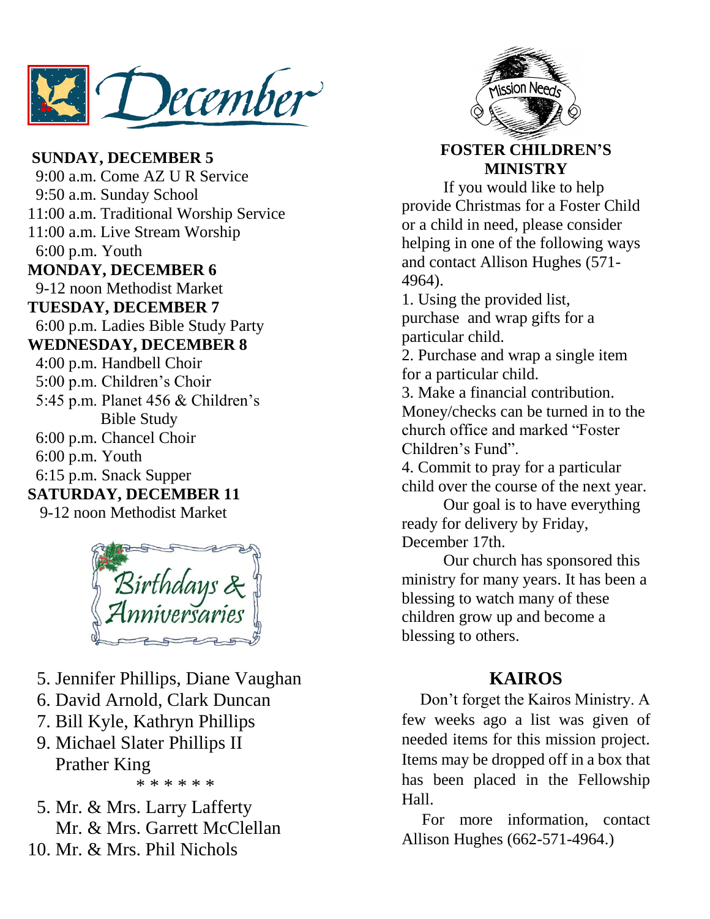# December

**SUNDAY, DECEMBER 5**

9:00 a.m. Come AZ U R Service
9:50 a.m. Sunday School
11:00 a.m. Traditional Worship Service
11:00 a.m. Live Stream Worship
6:00 p.m. Youth

**MONDAY, DECEMBER 6**

9-12 noon Methodist Market

**TUESDAY, DECEMBER 7**

6:00 p.m. Ladies Bible Study Party

**WEDNESDAY, DECEMBER 8**

4:00 p.m. Handbell Choir
5:00 p.m. Children's Choir
5:45 p.m. Planet 456 & Children's Bible Study
6:00 p.m. Chancel Choir
6:00 p.m. Youth
6:15 p.m. Snack Supper

**SATURDAY, DECEMBER 11**

9-12 noon Methodist Market

## Birthdays & Anniversaries

5. Jennifer Phillips, Diane Vaughan
6. David Arnold, Clark Duncan
7. Bill Kyle, Kathryn Phillips
9. Michael Slater Phillips II
   Prather King

\* \* \* \* \* \*

5. Mr. & Mrs. Larry Lafferty
   Mr. & Mrs. Garrett McClellan
10. Mr. & Mrs. Phil Nichols

## Mission Needs

**FOSTER CHILDREN'S MINISTRY**

If you would like to help provide Christmas for a Foster Child or a child in need, please consider helping in one of the following ways and contact Allison Hughes (571-4964).

1. Using the provided list, purchase and wrap gifts for a particular child.
2. Purchase and wrap a single item for a particular child.
3. Make a financial contribution. Money/checks can be turned in to the church office and marked "Foster Children's Fund".
4. Commit to pray for a particular child over the course of the next year.

Our goal is to have everything ready for delivery by Friday, December 17th.

Our church has sponsored this ministry for many years. It has been a blessing to watch many of these children grow up and become a blessing to others.

## KAIROS

Don't forget the Kairos Ministry. A few weeks ago a list was given of needed items for this mission project. Items may be dropped off in a box that has been placed in the Fellowship Hall.

For more information, contact Allison Hughes (662-571-4964.)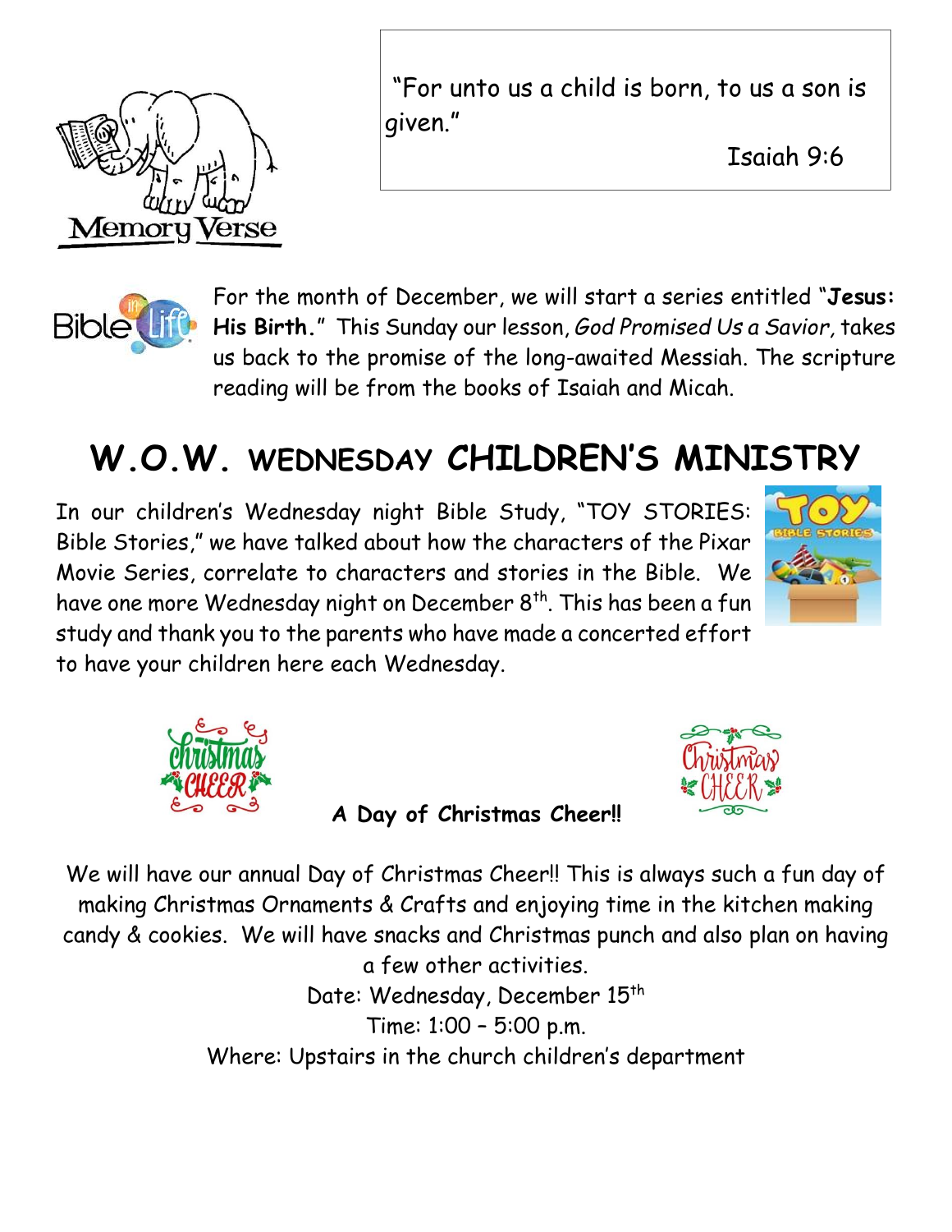Memory Verse

"For unto us a child is born, to us a son is given."

Isaiah 9:6

For the month of December, we will start a series entitled "**Jesus: His Birth.**" This Sunday our lesson, *God Promised Us a Savior,* takes us back to the promise of the long-awaited Messiah. The scripture reading will be from the books of Isaiah and Micah.

# W.O.W. WEDNESDAY CHILDREN'S MINISTRY

In our children's Wednesday night Bible Study, "TOY STORIES: Bible Stories," we have talked about how the characters of the Pixar Movie Series, correlate to characters and stories in the Bible. We have one more Wednesday night on December 8th. This has been a fun study and thank you to the parents who have made a concerted effort to have your children here each Wednesday.

**A Day of Christmas Cheer!!**

We will have our annual Day of Christmas Cheer!! This is always such a fun day of making Christmas Ornaments & Crafts and enjoying time in the kitchen making candy & cookies. We will have snacks and Christmas punch and also plan on having a few other activities.

Date: Wednesday, December 15th

Time: 1:00 – 5:00 p.m.

Where: Upstairs in the church children's department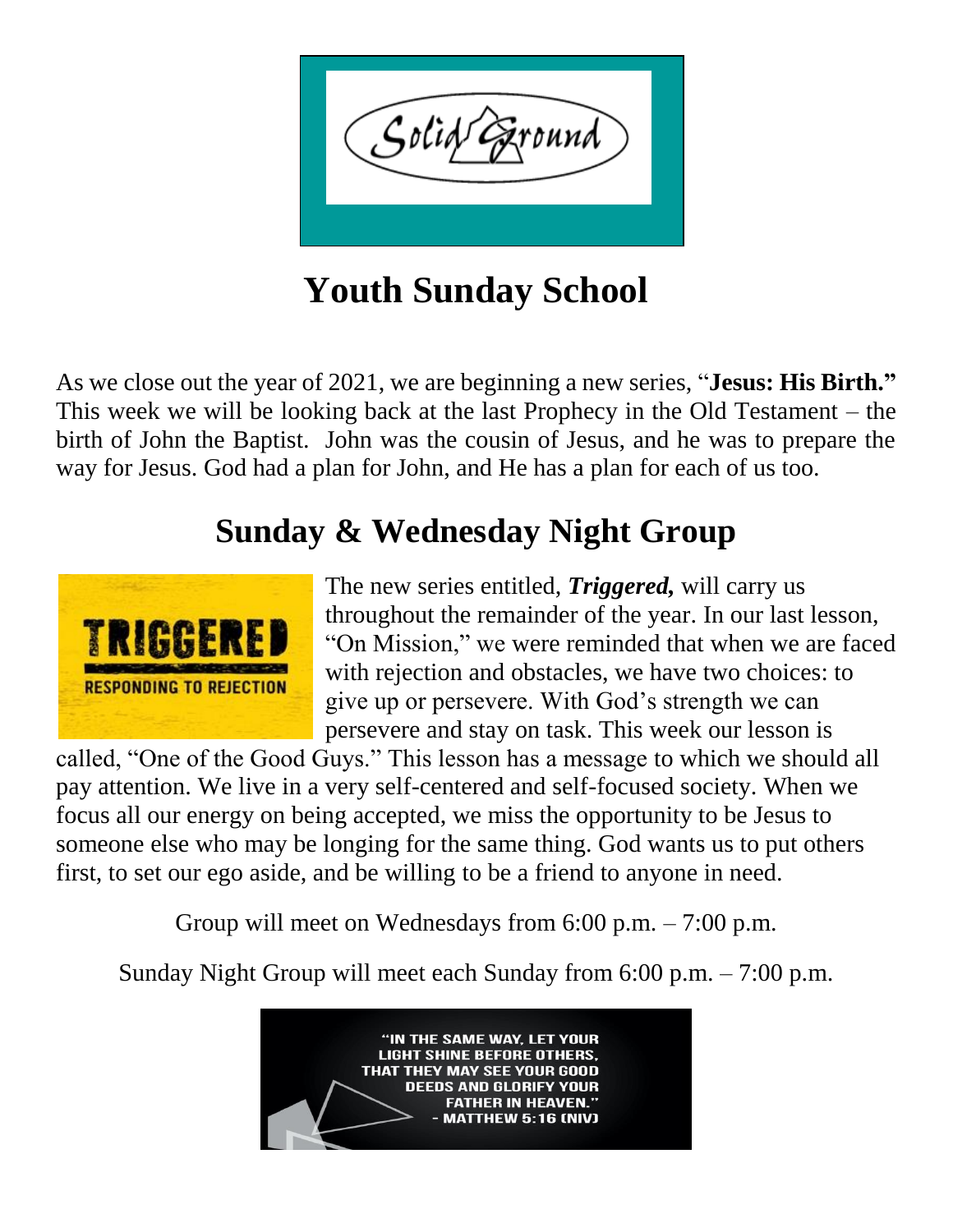# Youth Sunday School

As we close out the year of 2021, we are beginning a new series, "**Jesus: His Birth.**" This week we will be looking back at the last Prophecy in the Old Testament – the birth of John the Baptist. John was the cousin of Jesus, and he was to prepare the way for Jesus. God had a plan for John, and He has a plan for each of us too.

# Sunday & Wednesday Night Group

The new series entitled, ***Triggered,*** will carry us throughout the remainder of the year. In our last lesson, "On Mission," we were reminded that when we are faced with rejection and obstacles, we have two choices: to give up or persevere. With God's strength we can persevere and stay on task. This week our lesson is called, "One of the Good Guys." This lesson has a message to which we should all pay attention. We live in a very self-centered and self-focused society. When we focus all our energy on being accepted, we miss the opportunity to be Jesus to someone else who may be longing for the same thing. God wants us to put others first, to set our ego aside, and be willing to be a friend to anyone in need.

Group will meet on Wednesdays from 6:00 p.m. – 7:00 p.m.

Sunday Night Group will meet each Sunday from 6:00 p.m. – 7:00 p.m.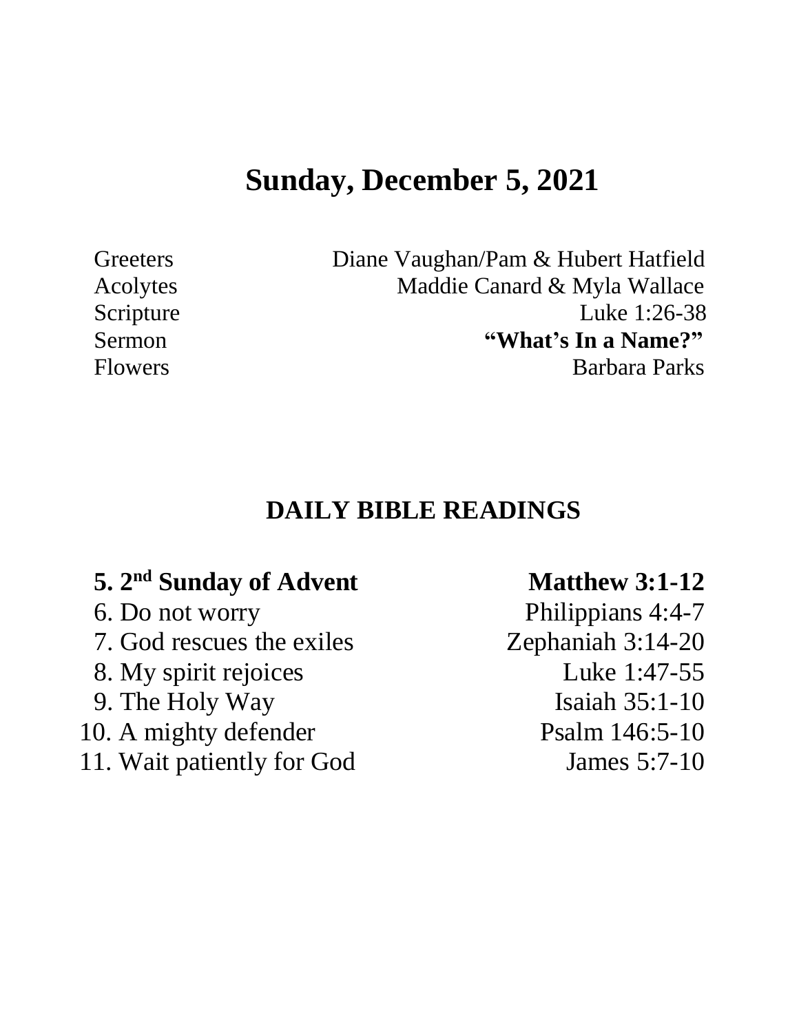# Sunday, December 5, 2021

| | |
|---|---|
| Greeters | Diane Vaughan/Pam & Hubert Hatfield |
| Acolytes | Maddie Canard & Myla Wallace |
| Scripture | Luke 1:26-38 |
| Sermon | **"What's In a Name?"** |
| Flowers | Barbara Parks |

## DAILY BIBLE READINGS

| | |
|---|---|
| **5. 2nd Sunday of Advent** | **Matthew 3:1-12** |
| 6. Do not worry | Philippians 4:4-7 |
| 7. God rescues the exiles | Zephaniah 3:14-20 |
| 8. My spirit rejoices | Luke 1:47-55 |
| 9. The Holy Way | Isaiah 35:1-10 |
| 10. A mighty defender | Psalm 146:5-10 |
| 11. Wait patiently for God | James 5:7-10 |